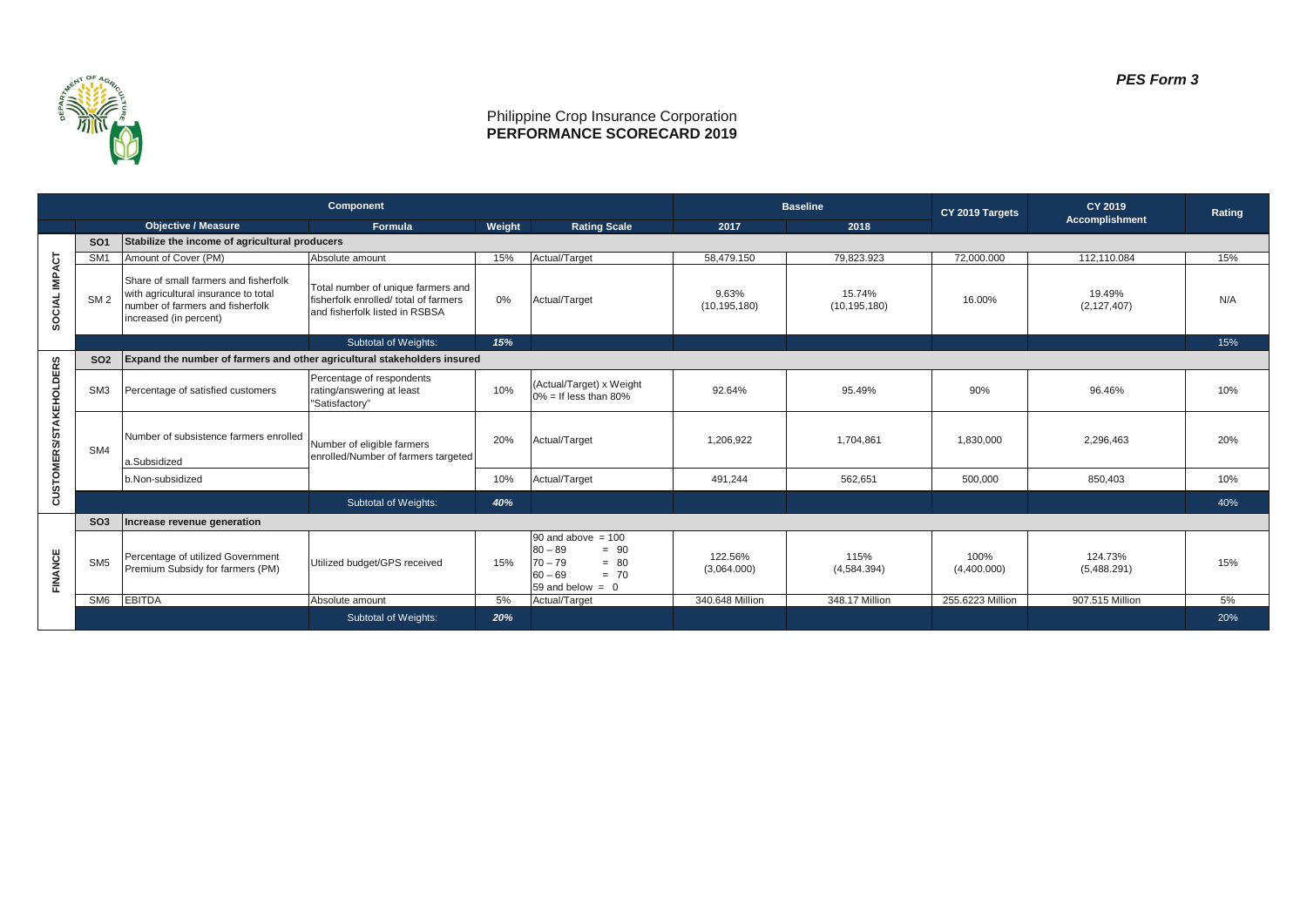*PES Form 3*

Philippine Crop Insurance Corporation
**PERFORMANCE SCORECARD 2019**

| | Component | | | | | Baseline | | CY 2019 Targets | CY 2019 Accomplishment | Rating |
|---|---|---|---|---|---|---|---|---|---|---|
| | | Objective / Measure | Formula | Weight | Rating Scale | 2017 | 2018 | | | |
| SOCIAL IMPACT | SO1 | Stabilize the income of agricultural producers | | | | | | | | |
| | SM1 | Amount of Cover (PM) | Absolute amount | 15% | Actual/Target | 58,479.150 | 79,823.923 | 72,000.000 | 112,110.084 | 15% |
| | SM 2 | Share of small farmers and fisherfolk with agricultural insurance to total number of farmers and fisherfolk increased (in percent) | Total number of unique farmers and fisherfolk enrolled/ total of farmers and fisherfolk listed in RSBSA | 0% | Actual/Target | 9.63% (10,195,180) | 15.74% (10,195,180) | 16.00% | 19.49% (2,127,407) | N/A |
| | | | Subtotal of Weights: | *15%* | | | | | | 15% |
| CUSTOMERS/STAKEHOLDERS | SO2 | Expand the number of farmers and other agricultural stakeholders insured | | | | | | | | |
| | SM3 | Percentage of satisfied customers | Percentage of respondents rating/answering at least "Satisfactory" | 10% | (Actual/Target) x Weight 0% = If less than 80% | 92.64% | 95.49% | 90% | 96.46% | 10% |
| | SM4 | Number of subsistence farmers enrolled a.Subsidized | Number of eligible farmers enrolled/Number of farmers targeted | 20% | Actual/Target | 1,206,922 | 1,704,861 | 1,830,000 | 2,296,463 | 20% |
| | | b.Non-subsidized | | 10% | Actual/Target | 491,244 | 562,651 | 500,000 | 850,403 | 10% |
| | | | Subtotal of Weights: | *40%* | | | | | | 40% |
| FINANCE | SO3 | Increase revenue generation | | | | | | | | |
| | SM5 | Percentage of utilized Government Premium Subsidy for farmers (PM) | Utilized budget/GPS received | 15% | 90 and above = 100<br>80 – 89 = 90<br>70 – 79 = 80<br>60 – 69 = 70<br>59 and below = 0 | 122.56% (3,064.000) | 115% (4,584.394) | 100% (4,400.000) | 124.73% (5,488.291) | 15% |
| | SM6 | EBITDA | Absolute amount | 5% | Actual/Target | 340.648 Million | 348.17 Million | 255.6223 Million | 907.515 Million | 5% |
| | | | Subtotal of Weights: | *20%* | | | | | | 20% |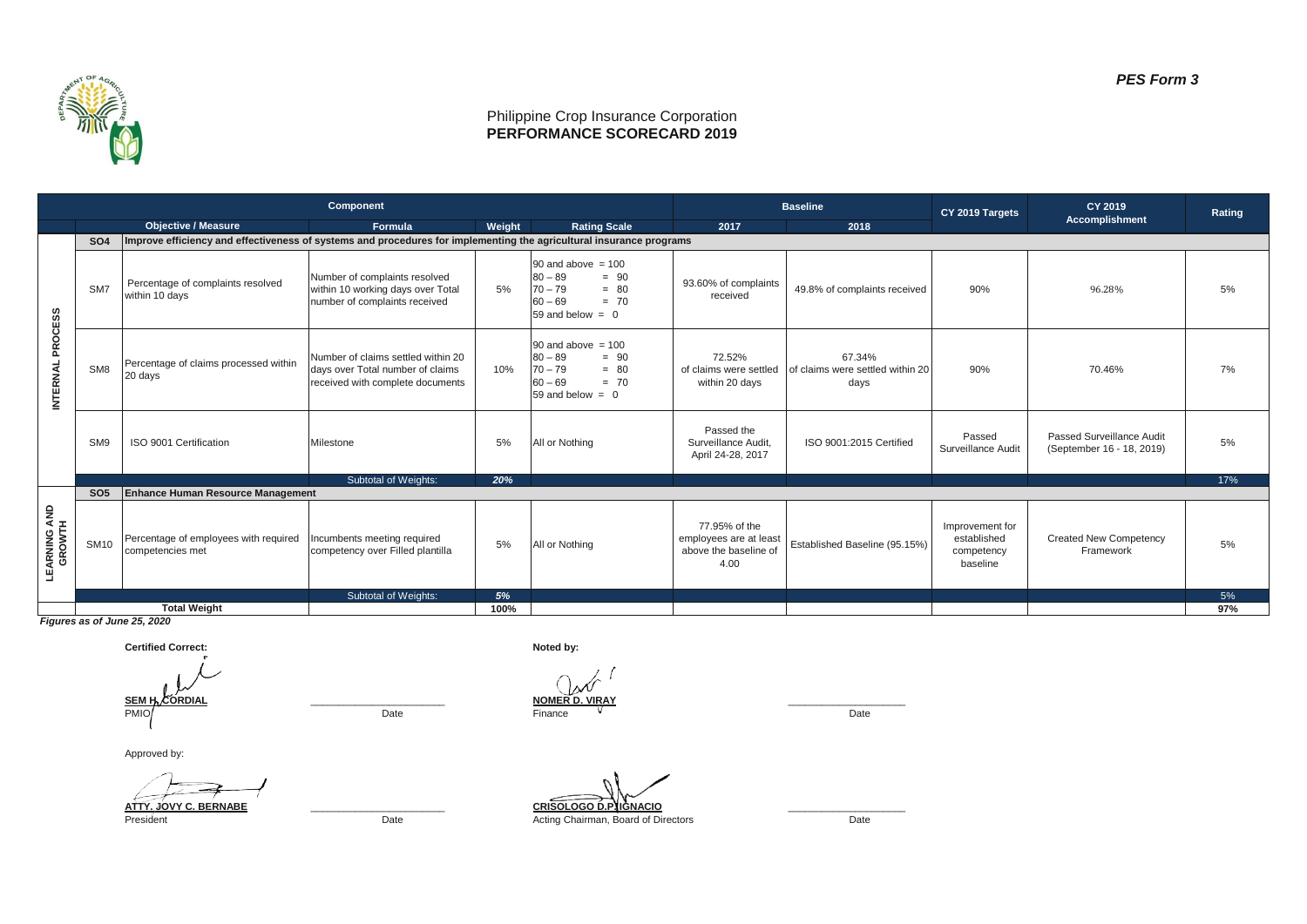*PES Form 3*

Philippine Crop Insurance Corporation
**PERFORMANCE SCORECARD 2019**

| | Component | | | | | Baseline | | CY 2019 Targets | CY 2019 Accomplishment | Rating |
|---|---|---|---|---|---|---|---|---|---|---|
| | | Objective / Measure | Formula | Weight | Rating Scale | 2017 | 2018 | | | |
| INTERNAL PROCESS | SO4 | Improve efficiency and effectiveness of systems and procedures for implementing the agricultural insurance programs | | | | | | | | |
| | SM7 | Percentage of complaints resolved within 10 days | Number of complaints resolved within 10 working days over Total number of complaints received | 5% | 90 and above = 100<br>80 – 89 = 90<br>70 – 79 = 80<br>60 – 69 = 70<br>59 and below = 0 | 93.60% of complaints received | 49.8% of complaints received | 90% | 96.28% | 5% |
| | SM8 | Percentage of claims processed within 20 days | Number of claims settled within 20 days over Total number of claims received with complete documents | 10% | 90 and above = 100<br>80 – 89 = 90<br>70 – 79 = 80<br>60 – 69 = 70<br>59 and below = 0 | 72.52% of claims were settled within 20 days | 67.34% of claims were settled within 20 days | 90% | 70.46% | 7% |
| | SM9 | ISO 9001 Certification | Milestone | 5% | All or Nothing | Passed the Surveillance Audit, April 24-28, 2017 | ISO 9001:2015 Certified | Passed Surveillance Audit | Passed Surveillance Audit (September 16 - 18, 2019) | 5% |
| | | | Subtotal of Weights: | *20%* | | | | | | 17% |
| LEARNING AND GROWTH | SO5 | Enhance Human Resource Management | | | | | | | | |
| | SM10 | Percentage of employees with required competencies met | Incumbents meeting required competency over Filled plantilla | 5% | All or Nothing | 77.95% of the employees are at least above the baseline of 4.00 | Established Baseline (95.15%) | Improvement for established competency baseline | Created New Competency Framework | 5% |
| | | | Subtotal of Weights: | *5%* | | | | | | 5% |
| | | **Total Weight** | | **100%** | | | | | | **97%** |

*Figures as of June 25, 2020*

**Certified Correct:**

**SEM H. CORDIAL** ______________________
PMIO Date

**Noted by:**

**NOMER D. VIRAY** ______________________
Finance Date

Approved by:

**ATTY. JOVY C. BERNABE** ______________________
President Date

**CRISOLOGO D.P. IGNACIO** ______________________
Acting Chairman, Board of Directors Date